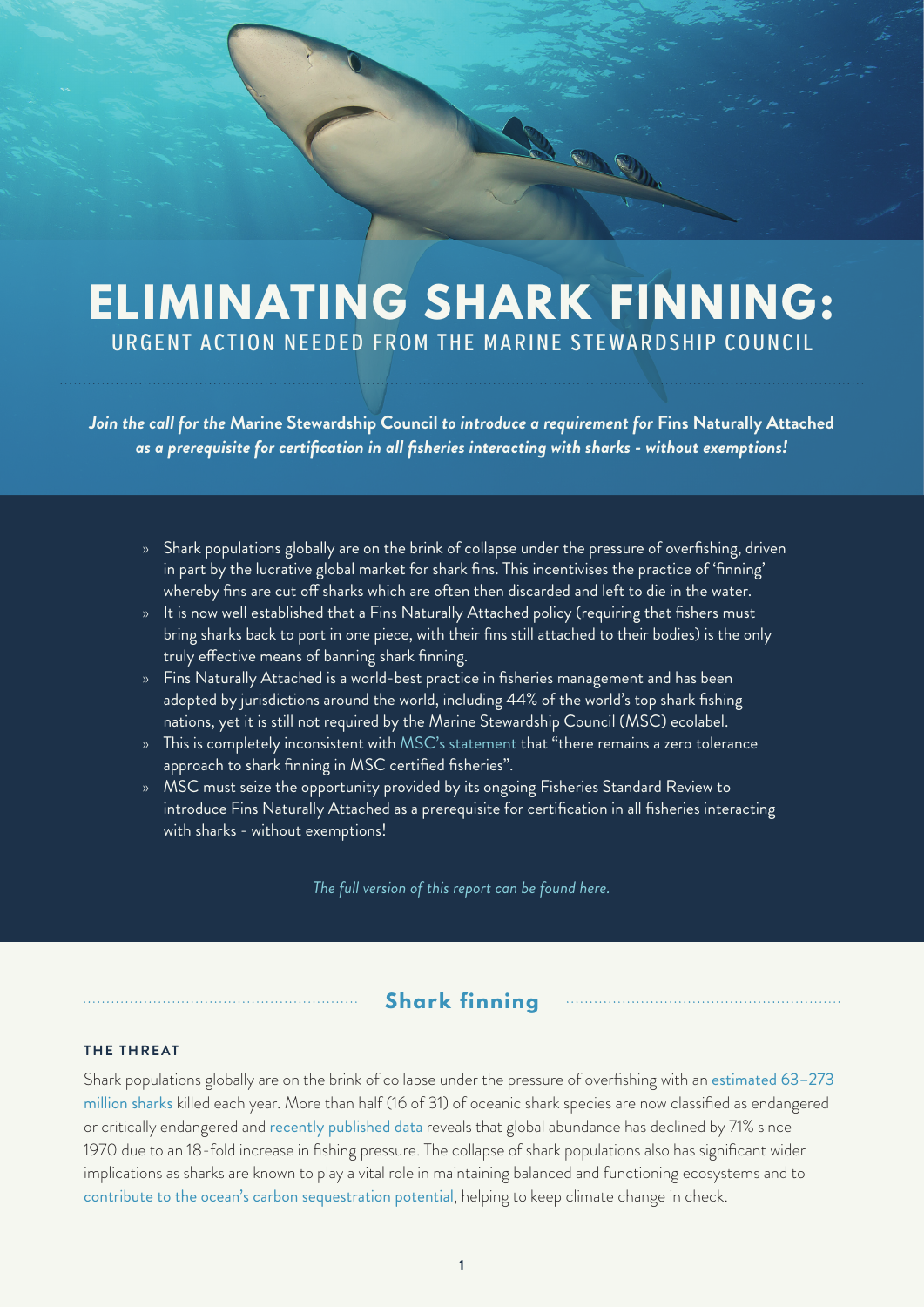# ELIMINATING SHARK FINNING:

## URGENT ACTION NEEDED FROM THE MARINE STEWARDSHIP COUNCIL

***Join the call for the* Marine Stewardship Council *to introduce a requirement for* Fins Naturally Attached *as a prerequisite for certification in all fisheries interacting with sharks - without exemptions!***

- Shark populations globally are on the brink of collapse under the pressure of overfishing, driven in part by the lucrative global market for shark fins. This incentivises the practice of 'finning' whereby fins are cut off sharks which are often then discarded and left to die in the water.
- It is now well established that a Fins Naturally Attached policy (requiring that fishers must bring sharks back to port in one piece, with their fins still attached to their bodies) is the only truly effective means of banning shark finning.
- Fins Naturally Attached is a world-best practice in fisheries management and has been adopted by jurisdictions around the world, including 44% of the world's top shark fishing nations, yet it is still not required by the Marine Stewardship Council (MSC) ecolabel.
- This is completely inconsistent with MSC's statement that "there remains a zero tolerance approach to shark finning in MSC certified fisheries".
- MSC must seize the opportunity provided by its ongoing Fisheries Standard Review to introduce Fins Naturally Attached as a prerequisite for certification in all fisheries interacting with sharks - without exemptions!

*The full version of this report can be found here.*

## Shark finning

### THE THREAT

Shark populations globally are on the brink of collapse under the pressure of overfishing with an estimated 63–273 million sharks killed each year. More than half (16 of 31) of oceanic shark species are now classified as endangered or critically endangered and recently published data reveals that global abundance has declined by 71% since 1970 due to an 18-fold increase in fishing pressure. The collapse of shark populations also has significant wider implications as sharks are known to play a vital role in maintaining balanced and functioning ecosystems and to contribute to the ocean's carbon sequestration potential, helping to keep climate change in check.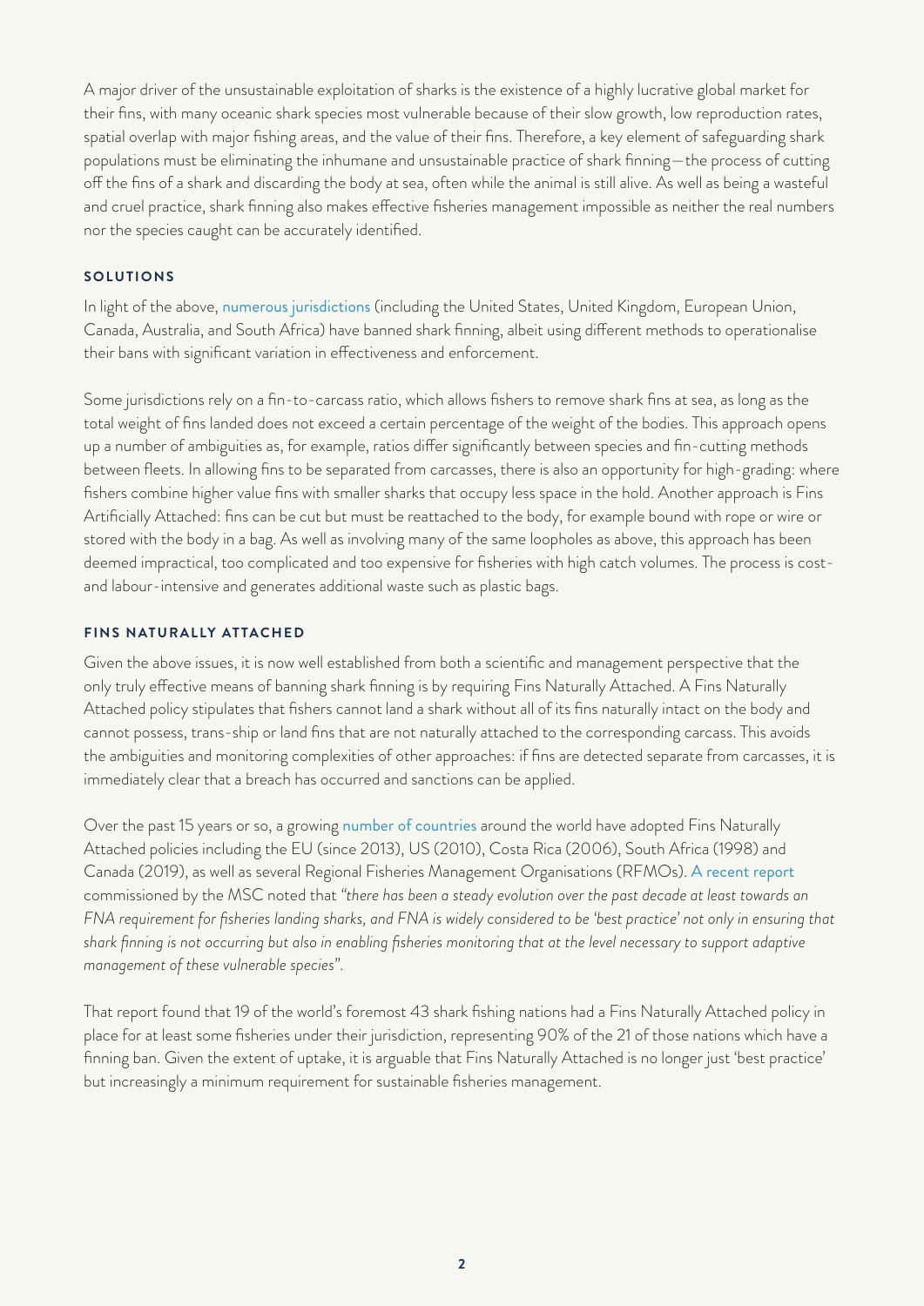A major driver of the unsustainable exploitation of sharks is the existence of a highly lucrative global market for their fins, with many oceanic shark species most vulnerable because of their slow growth, low reproduction rates, spatial overlap with major fishing areas, and the value of their fins. Therefore, a key element of safeguarding shark populations must be eliminating the inhumane and unsustainable practice of shark finning—the process of cutting off the fins of a shark and discarding the body at sea, often while the animal is still alive. As well as being a wasteful and cruel practice, shark finning also makes effective fisheries management impossible as neither the real numbers nor the species caught can be accurately identified.

### SOLUTIONS

In light of the above, numerous jurisdictions (including the United States, United Kingdom, European Union, Canada, Australia, and South Africa) have banned shark finning, albeit using different methods to operationalise their bans with significant variation in effectiveness and enforcement.

Some jurisdictions rely on a fin-to-carcass ratio, which allows fishers to remove shark fins at sea, as long as the total weight of fins landed does not exceed a certain percentage of the weight of the bodies. This approach opens up a number of ambiguities as, for example, ratios differ significantly between species and fin-cutting methods between fleets. In allowing fins to be separated from carcasses, there is also an opportunity for high-grading: where fishers combine higher value fins with smaller sharks that occupy less space in the hold. Another approach is Fins Artificially Attached: fins can be cut but must be reattached to the body, for example bound with rope or wire or stored with the body in a bag. As well as involving many of the same loopholes as above, this approach has been deemed impractical, too complicated and too expensive for fisheries with high catch volumes. The process is cost- and labour-intensive and generates additional waste such as plastic bags.

### FINS NATURALLY ATTACHED

Given the above issues, it is now well established from both a scientific and management perspective that the only truly effective means of banning shark finning is by requiring Fins Naturally Attached. A Fins Naturally Attached policy stipulates that fishers cannot land a shark without all of its fins naturally intact on the body and cannot possess, trans-ship or land fins that are not naturally attached to the corresponding carcass. This avoids the ambiguities and monitoring complexities of other approaches: if fins are detected separate from carcasses, it is immediately clear that a breach has occurred and sanctions can be applied.

Over the past 15 years or so, a growing number of countries around the world have adopted Fins Naturally Attached policies including the EU (since 2013), US (2010), Costa Rica (2006), South Africa (1998) and Canada (2019), as well as several Regional Fisheries Management Organisations (RFMOs). A recent report commissioned by the MSC noted that *"there has been a steady evolution over the past decade at least towards an FNA requirement for fisheries landing sharks, and FNA is widely considered to be 'best practice' not only in ensuring that shark finning is not occurring but also in enabling fisheries monitoring that at the level necessary to support adaptive management of these vulnerable species"*.

That report found that 19 of the world's foremost 43 shark fishing nations had a Fins Naturally Attached policy in place for at least some fisheries under their jurisdiction, representing 90% of the 21 of those nations which have a finning ban. Given the extent of uptake, it is arguable that Fins Naturally Attached is no longer just 'best practice' but increasingly a minimum requirement for sustainable fisheries management.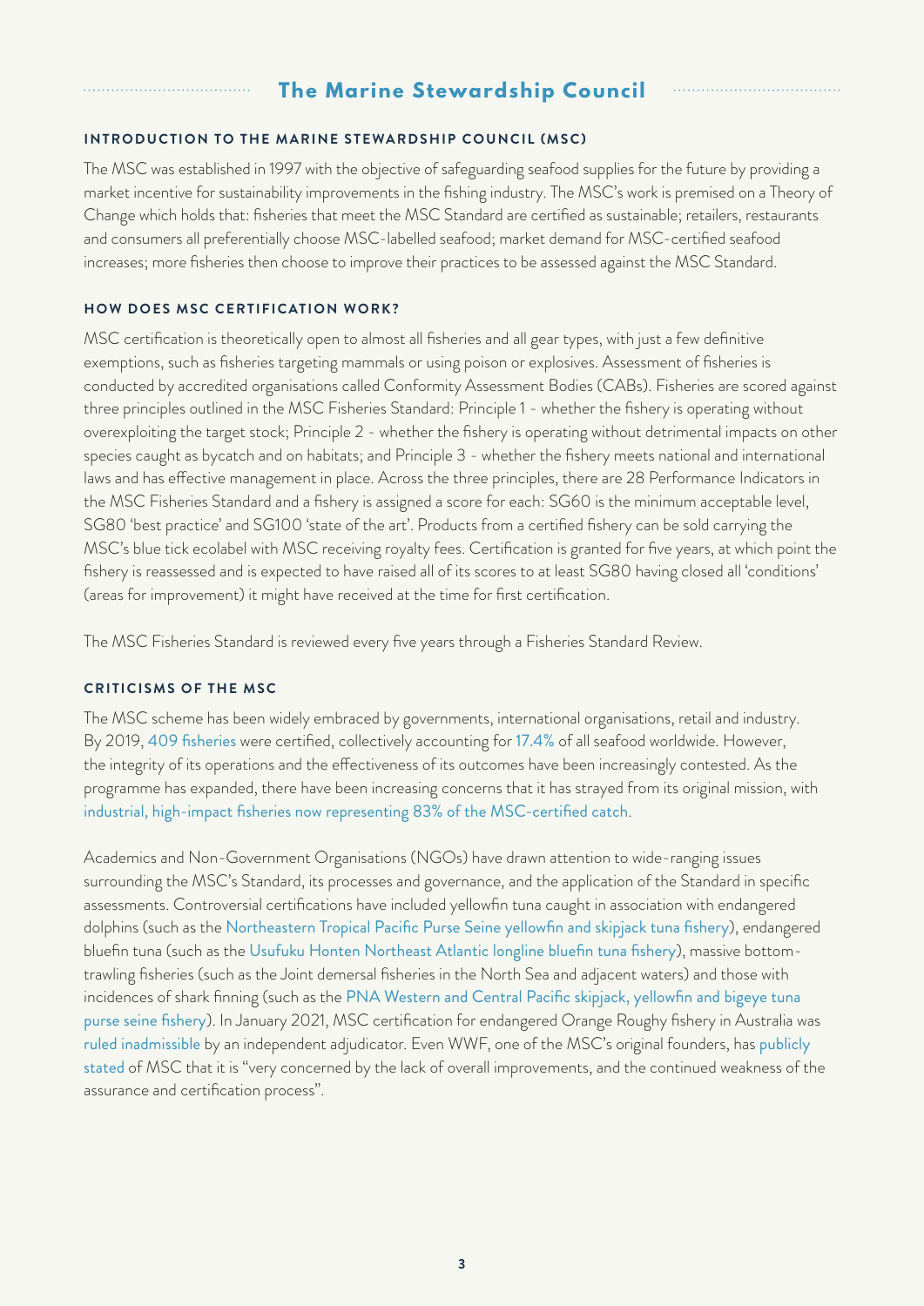## The Marine Stewardship Council

### INTRODUCTION TO THE MARINE STEWARDSHIP COUNCIL (MSC)

The MSC was established in 1997 with the objective of safeguarding seafood supplies for the future by providing a market incentive for sustainability improvements in the fishing industry. The MSC's work is premised on a Theory of Change which holds that: fisheries that meet the MSC Standard are certified as sustainable; retailers, restaurants and consumers all preferentially choose MSC-labelled seafood; market demand for MSC-certified seafood increases; more fisheries then choose to improve their practices to be assessed against the MSC Standard.

### HOW DOES MSC CERTIFICATION WORK?

MSC certification is theoretically open to almost all fisheries and all gear types, with just a few definitive exemptions, such as fisheries targeting mammals or using poison or explosives. Assessment of fisheries is conducted by accredited organisations called Conformity Assessment Bodies (CABs). Fisheries are scored against three principles outlined in the MSC Fisheries Standard: Principle 1 - whether the fishery is operating without overexploiting the target stock; Principle 2 - whether the fishery is operating without detrimental impacts on other species caught as bycatch and on habitats; and Principle 3 - whether the fishery meets national and international laws and has effective management in place. Across the three principles, there are 28 Performance Indicators in the MSC Fisheries Standard and a fishery is assigned a score for each: SG60 is the minimum acceptable level, SG80 'best practice' and SG100 'state of the art'. Products from a certified fishery can be sold carrying the MSC's blue tick ecolabel with MSC receiving royalty fees. Certification is granted for five years, at which point the fishery is reassessed and is expected to have raised all of its scores to at least SG80 having closed all 'conditions' (areas for improvement) it might have received at the time for first certification.

The MSC Fisheries Standard is reviewed every five years through a Fisheries Standard Review.

### CRITICISMS OF THE MSC

The MSC scheme has been widely embraced by governments, international organisations, retail and industry. By 2019, 409 fisheries were certified, collectively accounting for 17.4% of all seafood worldwide. However, the integrity of its operations and the effectiveness of its outcomes have been increasingly contested. As the programme has expanded, there have been increasing concerns that it has strayed from its original mission, with industrial, high-impact fisheries now representing 83% of the MSC-certified catch.

Academics and Non-Government Organisations (NGOs) have drawn attention to wide-ranging issues surrounding the MSC's Standard, its processes and governance, and the application of the Standard in specific assessments. Controversial certifications have included yellowfin tuna caught in association with endangered dolphins (such as the Northeastern Tropical Pacific Purse Seine yellowfin and skipjack tuna fishery), endangered bluefin tuna (such as the Usufuku Honten Northeast Atlantic longline bluefin tuna fishery), massive bottom-trawling fisheries (such as the Joint demersal fisheries in the North Sea and adjacent waters) and those with incidences of shark finning (such as the PNA Western and Central Pacific skipjack, yellowfin and bigeye tuna purse seine fishery). In January 2021, MSC certification for endangered Orange Roughy fishery in Australia was ruled inadmissible by an independent adjudicator. Even WWF, one of the MSC's original founders, has publicly stated of MSC that it is "very concerned by the lack of overall improvements, and the continued weakness of the assurance and certification process".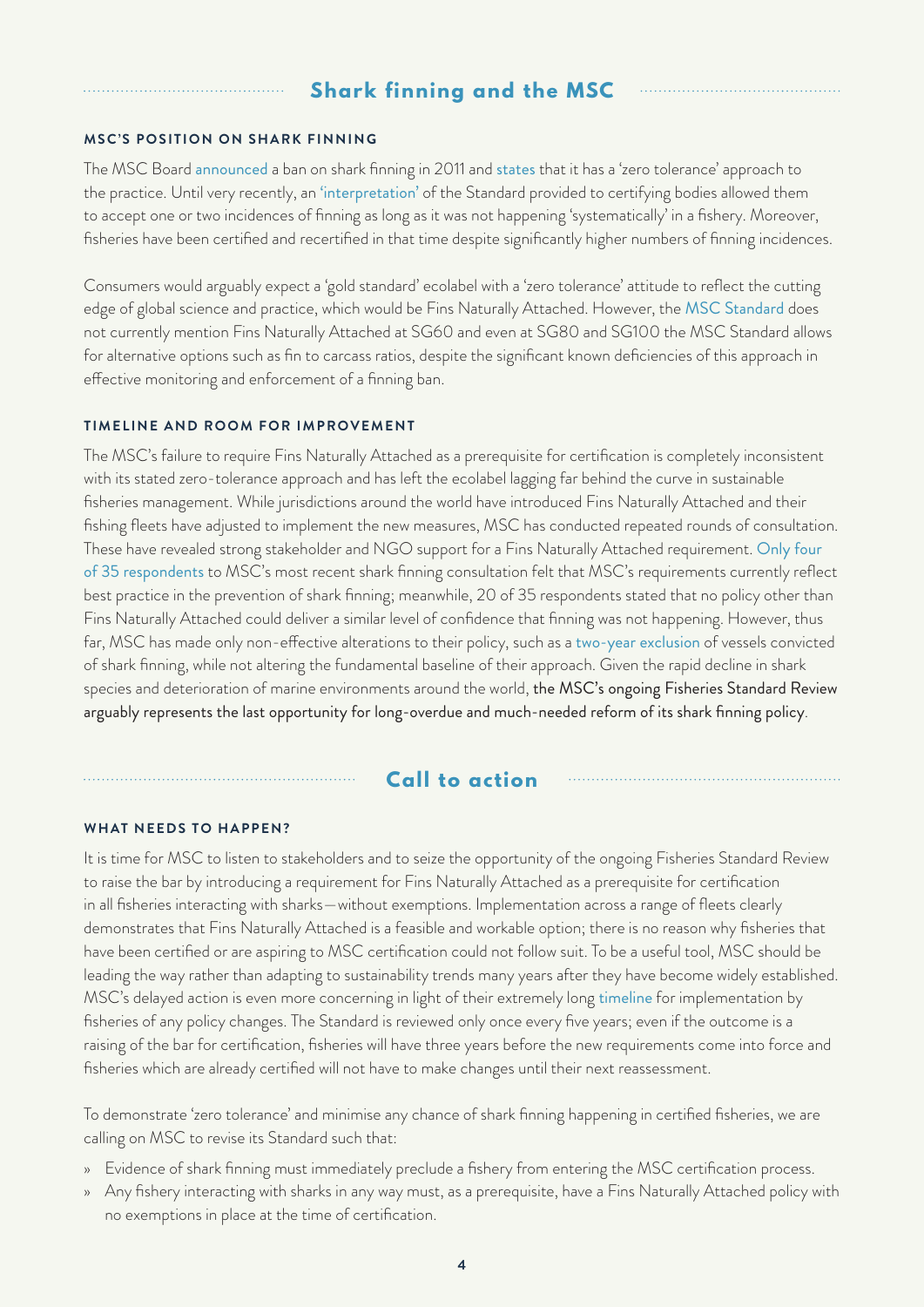## Shark finning and the MSC

### MSC'S POSITION ON SHARK FINNING

The MSC Board announced a ban on shark finning in 2011 and states that it has a 'zero tolerance' approach to the practice. Until very recently, an 'interpretation' of the Standard provided to certifying bodies allowed them to accept one or two incidences of finning as long as it was not happening 'systematically' in a fishery. Moreover, fisheries have been certified and recertified in that time despite significantly higher numbers of finning incidences.

Consumers would arguably expect a 'gold standard' ecolabel with a 'zero tolerance' attitude to reflect the cutting edge of global science and practice, which would be Fins Naturally Attached. However, the MSC Standard does not currently mention Fins Naturally Attached at SG60 and even at SG80 and SG100 the MSC Standard allows for alternative options such as fin to carcass ratios, despite the significant known deficiencies of this approach in effective monitoring and enforcement of a finning ban.

### TIMELINE AND ROOM FOR IMPROVEMENT

The MSC's failure to require Fins Naturally Attached as a prerequisite for certification is completely inconsistent with its stated zero-tolerance approach and has left the ecolabel lagging far behind the curve in sustainable fisheries management. While jurisdictions around the world have introduced Fins Naturally Attached and their fishing fleets have adjusted to implement the new measures, MSC has conducted repeated rounds of consultation. These have revealed strong stakeholder and NGO support for a Fins Naturally Attached requirement. Only four of 35 respondents to MSC's most recent shark finning consultation felt that MSC's requirements currently reflect best practice in the prevention of shark finning; meanwhile, 20 of 35 respondents stated that no policy other than Fins Naturally Attached could deliver a similar level of confidence that finning was not happening. However, thus far, MSC has made only non-effective alterations to their policy, such as a two-year exclusion of vessels convicted of shark finning, while not altering the fundamental baseline of their approach. Given the rapid decline in shark species and deterioration of marine environments around the world, the MSC's ongoing Fisheries Standard Review arguably represents the last opportunity for long-overdue and much-needed reform of its shark finning policy.

## Call to action

### WHAT NEEDS TO HAPPEN?

It is time for MSC to listen to stakeholders and to seize the opportunity of the ongoing Fisheries Standard Review to raise the bar by introducing a requirement for Fins Naturally Attached as a prerequisite for certification in all fisheries interacting with sharks—without exemptions. Implementation across a range of fleets clearly demonstrates that Fins Naturally Attached is a feasible and workable option; there is no reason why fisheries that have been certified or are aspiring to MSC certification could not follow suit. To be a useful tool, MSC should be leading the way rather than adapting to sustainability trends many years after they have become widely established. MSC's delayed action is even more concerning in light of their extremely long timeline for implementation by fisheries of any policy changes. The Standard is reviewed only once every five years; even if the outcome is a raising of the bar for certification, fisheries will have three years before the new requirements come into force and fisheries which are already certified will not have to make changes until their next reassessment.

To demonstrate 'zero tolerance' and minimise any chance of shark finning happening in certified fisheries, we are calling on MSC to revise its Standard such that:

- Evidence of shark finning must immediately preclude a fishery from entering the MSC certification process.
- Any fishery interacting with sharks in any way must, as a prerequisite, have a Fins Naturally Attached policy with no exemptions in place at the time of certification.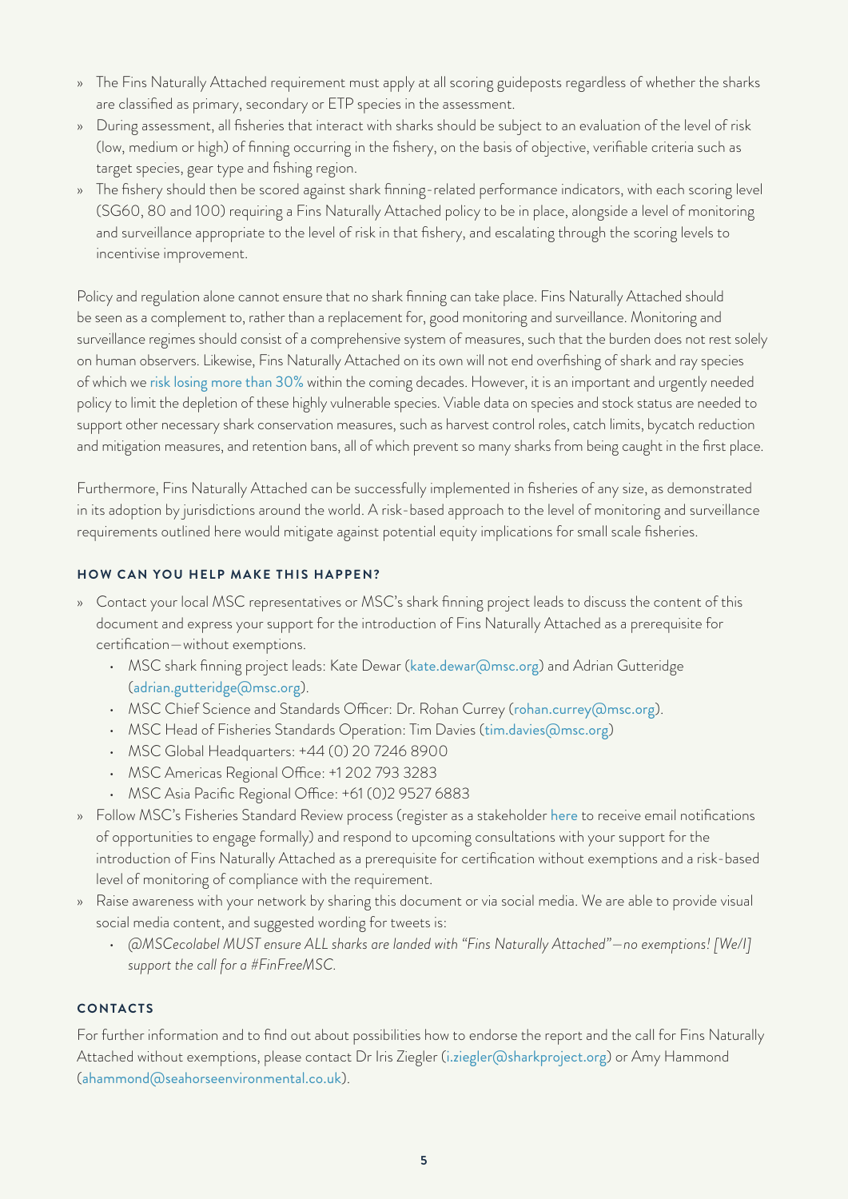- The Fins Naturally Attached requirement must apply at all scoring guideposts regardless of whether the sharks are classified as primary, secondary or ETP species in the assessment.
- During assessment, all fisheries that interact with sharks should be subject to an evaluation of the level of risk (low, medium or high) of finning occurring in the fishery, on the basis of objective, verifiable criteria such as target species, gear type and fishing region.
- The fishery should then be scored against shark finning-related performance indicators, with each scoring level (SG60, 80 and 100) requiring a Fins Naturally Attached policy to be in place, alongside a level of monitoring and surveillance appropriate to the level of risk in that fishery, and escalating through the scoring levels to incentivise improvement.

Policy and regulation alone cannot ensure that no shark finning can take place. Fins Naturally Attached should be seen as a complement to, rather than a replacement for, good monitoring and surveillance. Monitoring and surveillance regimes should consist of a comprehensive system of measures, such that the burden does not rest solely on human observers. Likewise, Fins Naturally Attached on its own will not end overfishing of shark and ray species of which we risk losing more than 30% within the coming decades. However, it is an important and urgently needed policy to limit the depletion of these highly vulnerable species. Viable data on species and stock status are needed to support other necessary shark conservation measures, such as harvest control roles, catch limits, bycatch reduction and mitigation measures, and retention bans, all of which prevent so many sharks from being caught in the first place.

Furthermore, Fins Naturally Attached can be successfully implemented in fisheries of any size, as demonstrated in its adoption by jurisdictions around the world. A risk-based approach to the level of monitoring and surveillance requirements outlined here would mitigate against potential equity implications for small scale fisheries.

#### HOW CAN YOU HELP MAKE THIS HAPPEN?

- Contact your local MSC representatives or MSC's shark finning project leads to discuss the content of this document and express your support for the introduction of Fins Naturally Attached as a prerequisite for certification—without exemptions.
  - MSC shark finning project leads: Kate Dewar (kate.dewar@msc.org) and Adrian Gutteridge (adrian.gutteridge@msc.org).
  - MSC Chief Science and Standards Officer: Dr. Rohan Currey (rohan.currey@msc.org).
  - MSC Head of Fisheries Standards Operation: Tim Davies (tim.davies@msc.org)
  - MSC Global Headquarters: +44 (0) 20 7246 8900
  - MSC Americas Regional Office: +1 202 793 3283
  - MSC Asia Pacific Regional Office: +61 (0)2 9527 6883
- Follow MSC's Fisheries Standard Review process (register as a stakeholder here to receive email notifications of opportunities to engage formally) and respond to upcoming consultations with your support for the introduction of Fins Naturally Attached as a prerequisite for certification without exemptions and a risk-based level of monitoring of compliance with the requirement.
- Raise awareness with your network by sharing this document or via social media. We are able to provide visual social media content, and suggested wording for tweets is:
  - *@MSCecolabel MUST ensure ALL sharks are landed with "Fins Naturally Attached"—no exemptions! [We/I] support the call for a #FinFreeMSC.*

#### CONTACTS

For further information and to find out about possibilities how to endorse the report and the call for Fins Naturally Attached without exemptions, please contact Dr Iris Ziegler (i.ziegler@sharkproject.org) or Amy Hammond (ahammond@seahorseenvironmental.co.uk).